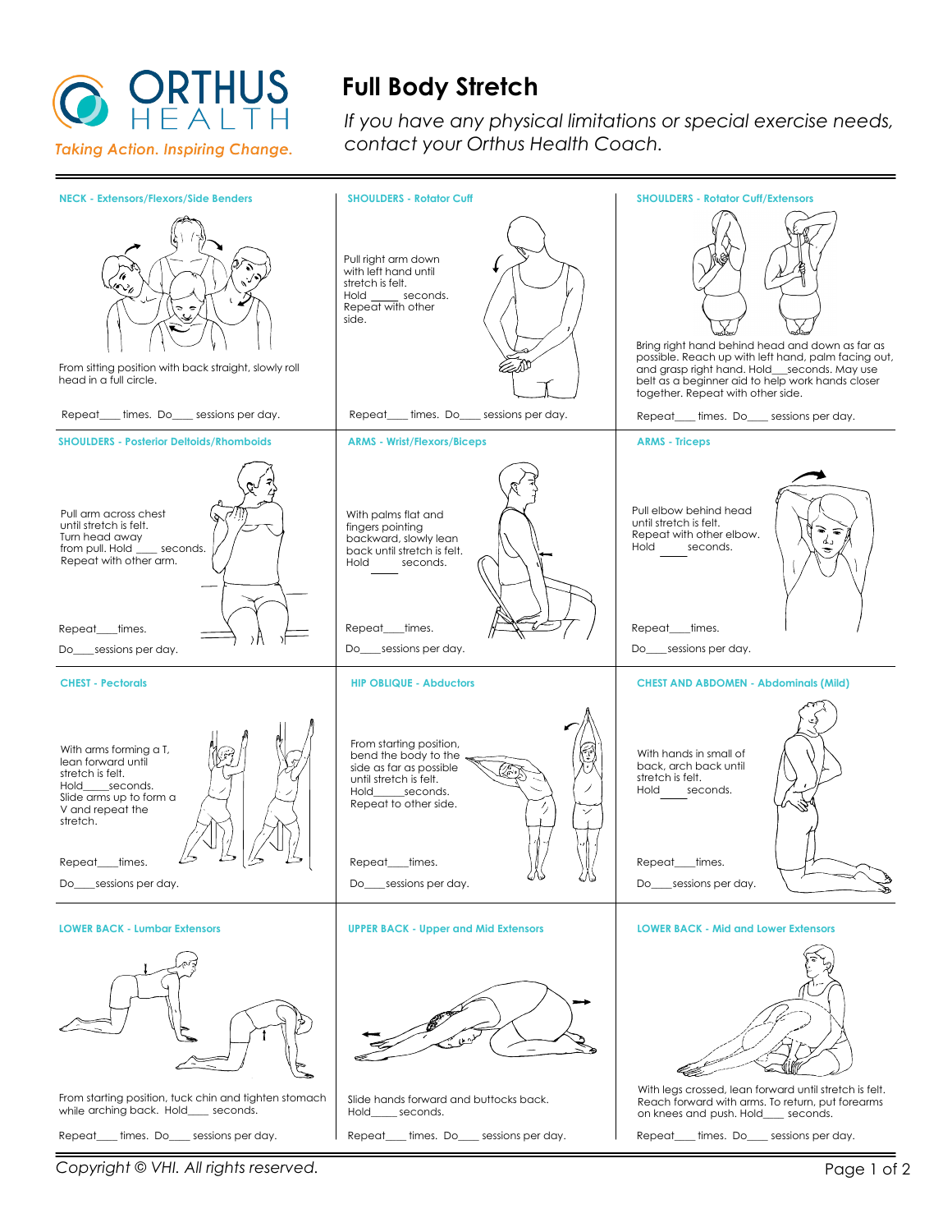ORTHUS HEALTH

*Taking Action. Inspiring Change.*

# Full Body Stretch

*If you have any physical limitations or special exercise needs, contact your Orthus Health Coach.*

### NECK - Extensors/Flexors/Side Benders

From sitting position with back straight, slowly roll head in a full circle.

Repeat\_\_\_ times. Do\_\_\_ sessions per day.

### SHOULDERS - Rotator Cuff

Pull right arm down with left hand until stretch is felt.
Hold \_\_\_\_ seconds.
Repeat with other side.

Repeat\_\_\_ times. Do\_\_\_ sessions per day.

### SHOULDERS - Rotator Cuff/Extensors

Bring right hand behind head and down as far as possible. Reach up with left hand, palm facing out, and grasp right hand. Hold\_\_\_seconds. May use belt as a beginner aid to help work hands closer together. Repeat with other side.

Repeat\_\_\_ times. Do\_\_\_ sessions per day.

### SHOULDERS - Posterior Deltoids/Rhomboids

Pull arm across chest until stretch is felt. Turn head away from pull. Hold \_\_\_ seconds. Repeat with other arm.

Repeat\_\_\_times.

Do\_\_\_sessions per day.

### ARMS - Wrist/Flexors/Biceps

With palms flat and fingers pointing backward, slowly lean back until stretch is felt.
Hold \_\_\_\_ seconds.

Repeat\_\_\_times.

Do\_\_\_sessions per day.

### ARMS - Triceps

Pull elbow behind head until stretch is felt. Repeat with other elbow.
Hold \_\_\_\_ seconds.

Repeat\_\_\_times.

Do\_\_\_sessions per day.

### CHEST - Pectorals

With arms forming a T, lean forward until stretch is felt.
Hold\_\_\_\_seconds.
Slide arms up to form a V and repeat the stretch.

Repeat\_\_\_times.

Do\_\_\_sessions per day.

### HIP OBLIQUE - Abductors

From starting position, bend the body to the side as far as possible until stretch is felt.
Hold\_\_\_\_seconds.
Repeat to other side.

Repeat\_\_\_times.

Do\_\_\_sessions per day.

### CHEST AND ABDOMEN - Abdominals (Mild)

With hands in small of back, arch back until stretch is felt.
Hold\_\_\_\_seconds.

Repeat\_\_\_times.

Do\_\_\_sessions per day.

### LOWER BACK - Lumbar Extensors

From starting position, tuck chin and tighten stomach while arching back. Hold\_\_\_ seconds.

Repeat\_\_\_ times. Do\_\_\_ sessions per day.

### UPPER BACK - Upper and Mid Extensors

Slide hands forward and buttocks back.
Hold\_\_\_\_ seconds.

Repeat\_\_\_ times. Do\_\_\_ sessions per day.

### LOWER BACK - Mid and Lower Extensors

With legs crossed, lean forward until stretch is felt. Reach forward with arms. To return, put forearms on knees and push. Hold\_\_\_ seconds.

Repeat\_\_\_ times. Do\_\_\_ sessions per day.

*Copyright © VHI. All rights reserved.*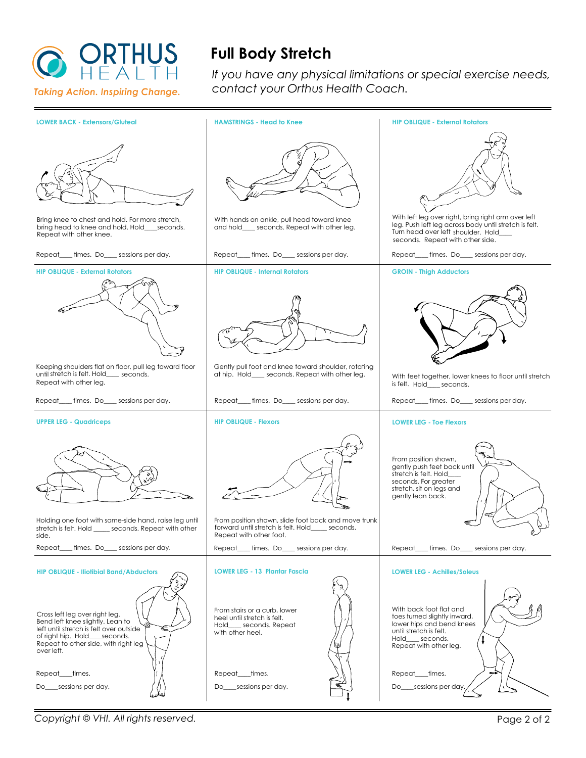# Full Body Stretch

*If you have any physical limitations or special exercise needs, contact your Orthus Health Coach.*

ORTHUS HEALTH

*Taking Action. Inspiring Change.*

### LOWER BACK - Extensors/Gluteal

Bring knee to chest and hold. For more stretch, bring head to knee and hold. Hold___seconds. Repeat with other knee.

Repeat___ times. Do___ sessions per day.

### HAMSTRINGS - Head to Knee

With hands on ankle, pull head toward knee and hold___ seconds. Repeat with other leg.

Repeat___ times. Do___ sessions per day.

### HIP OBLIQUE - External Rotators

With left leg over right, bring right arm over left leg. Push left leg across body until stretch is felt. Turn head over left shoulder. Hold___ seconds. Repeat with other side.

Repeat___ times. Do___ sessions per day.

### HIP OBLIQUE - External Rotators

Keeping shoulders flat on floor, pull leg toward floor until stretch is felt. Hold___ seconds. Repeat with other leg.

Repeat___ times. Do___ sessions per day.

### HIP OBLIQUE - Internal Rotators

Gently pull foot and knee toward shoulder, rotating at hip. Hold___ seconds. Repeat with other leg.

Repeat___ times. Do___ sessions per day.

### GROIN - Thigh Adductors

With feet together, lower knees to floor until stretch is felt. Hold___ seconds.

Repeat___ times. Do___ sessions per day.

### UPPER LEG - Quadriceps

Holding one foot with same-side hand, raise leg until stretch is felt. Hold ____ seconds. Repeat with other side.

Repeat___ times. Do___ sessions per day.

### HIP OBLIQUE - Flexors

From position shown, slide foot back and move trunk forward until stretch is felt. Hold____ seconds. Repeat with other foot.

Repeat___ times. Do___ sessions per day.

### LOWER LEG - Toe Flexors

From position shown, gently push feet back until stretch is felt. Hold___ seconds. For greater stretch, sit on legs and gently lean back.

Repeat___ times. Do___ sessions per day.

### HIP OBLIQUE - Iliotibial Band/Abductors

Cross left leg over right leg. Bend left knee slightly. Lean to left until stretch is felt over outside of right hip. Hold___seconds. Repeat to other side, with right leg over left.

Repeat___times.

Do___sessions per day.

### LOWER LEG - 13 Plantar Fascia

From stairs or a curb, lower heel until stretch is felt. Hold___ seconds. Repeat with other heel.

Repeat___times.

Do___sessions per day.

### LOWER LEG - Achilles/Soleus

With back foot flat and toes turned slightly inward, lower hips and bend knees until stretch is felt. Hold___ seconds. Repeat with other leg.

Repeat___times.

Do___sessions per day.

*Copyright © VHI. All rights reserved.*